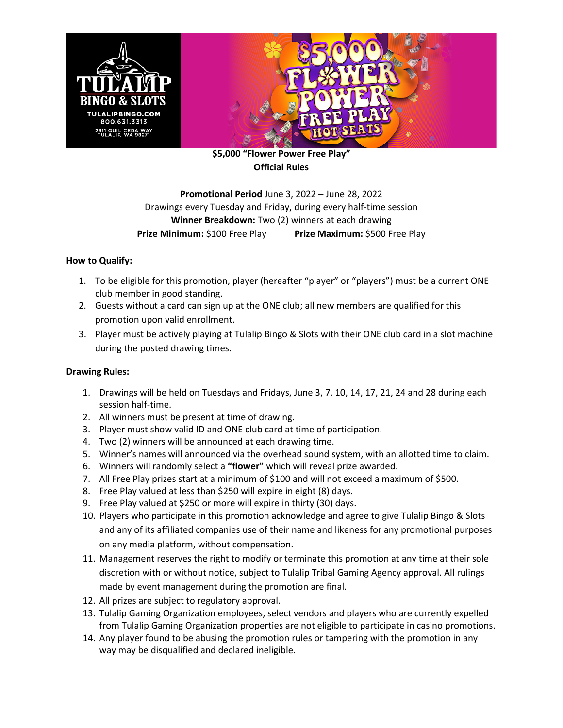**$5,000 "Flower Power Free Play"**
**Official Rules**

**Promotional Period** June 3, 2022 – June 28, 2022
Drawings every Tuesday and Friday, during every half-time session
**Winner Breakdown:** Two (2) winners at each drawing
**Prize Minimum:** $100 Free Play **Prize Maximum:** $500 Free Play

**How to Qualify:**

1. To be eligible for this promotion, player (hereafter "player" or "players") must be a current ONE club member in good standing.
2. Guests without a card can sign up at the ONE club; all new members are qualified for this promotion upon valid enrollment.
3. Player must be actively playing at Tulalip Bingo & Slots with their ONE club card in a slot machine during the posted drawing times.

**Drawing Rules:**

1. Drawings will be held on Tuesdays and Fridays, June 3, 7, 10, 14, 17, 21, 24 and 28 during each session half-time.
2. All winners must be present at time of drawing.
3. Player must show valid ID and ONE club card at time of participation.
4. Two (2) winners will be announced at each drawing time.
5. Winner's names will announced via the overhead sound system, with an allotted time to claim.
6. Winners will randomly select a **"flower"** which will reveal prize awarded.
7. All Free Play prizes start at a minimum of $100 and will not exceed a maximum of $500.
8. Free Play valued at less than $250 will expire in eight (8) days.
9. Free Play valued at $250 or more will expire in thirty (30) days.
10. Players who participate in this promotion acknowledge and agree to give Tulalip Bingo & Slots and any of its affiliated companies use of their name and likeness for any promotional purposes on any media platform, without compensation.
11. Management reserves the right to modify or terminate this promotion at any time at their sole discretion with or without notice, subject to Tulalip Tribal Gaming Agency approval. All rulings made by event management during the promotion are final.
12. All prizes are subject to regulatory approval.
13. Tulalip Gaming Organization employees, select vendors and players who are currently expelled from Tulalip Gaming Organization properties are not eligible to participate in casino promotions.
14. Any player found to be abusing the promotion rules or tampering with the promotion in any way may be disqualified and declared ineligible.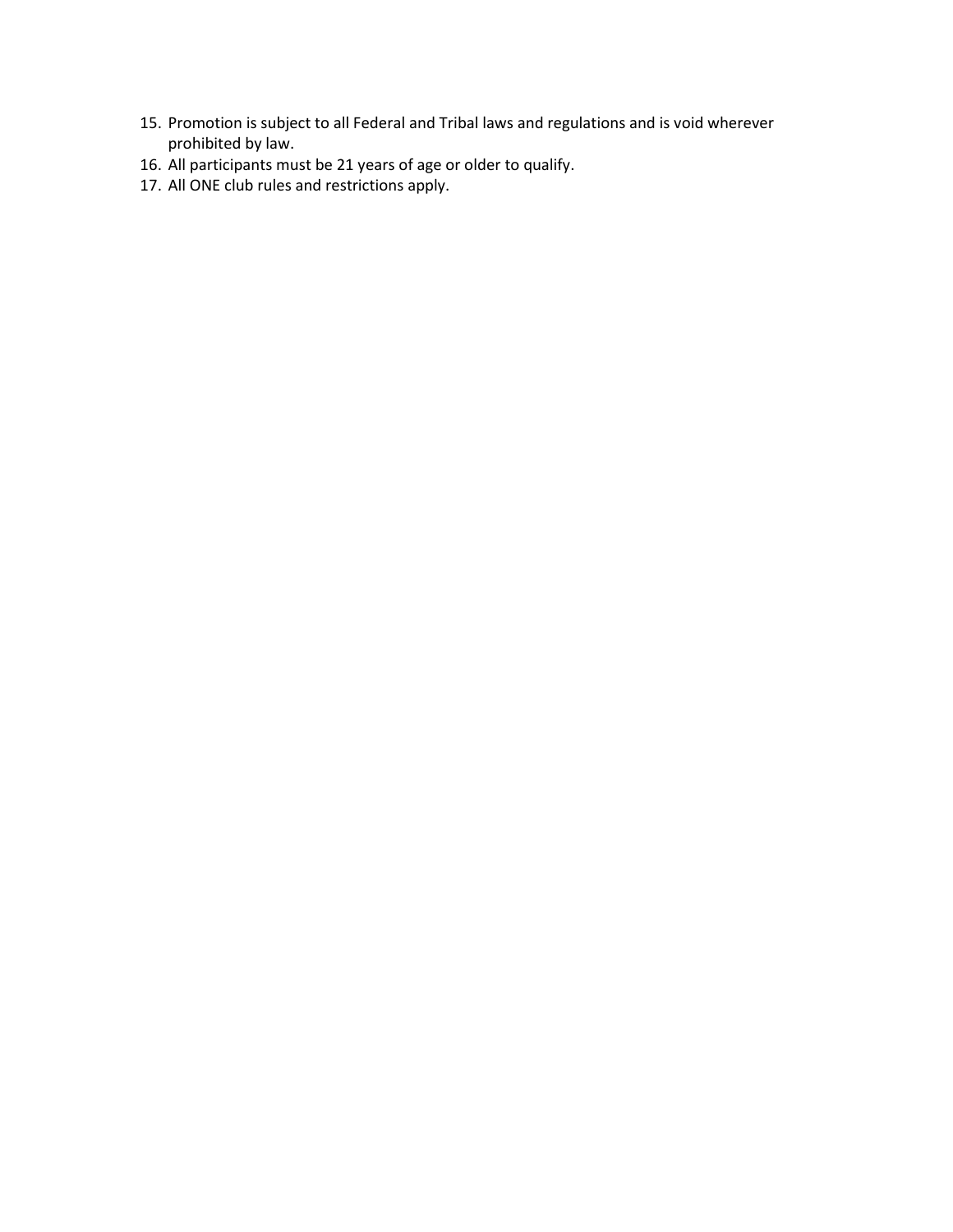15. Promotion is subject to all Federal and Tribal laws and regulations and is void wherever prohibited by law.
16. All participants must be 21 years of age or older to qualify.
17. All ONE club rules and restrictions apply.